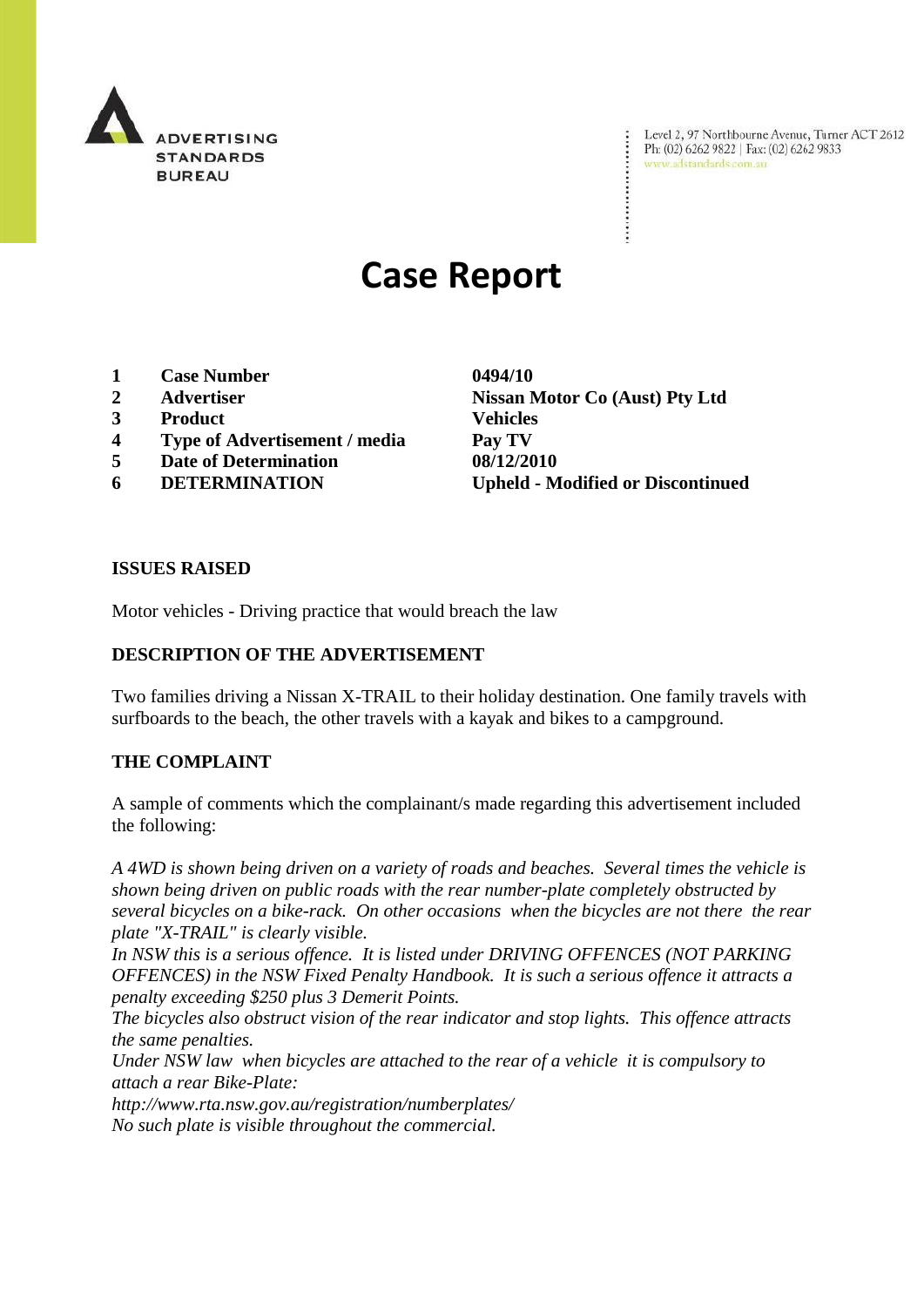ADVERTISING STANDARDS BUREAU

Level 2, 97 Northbourne Avenue, Turner ACT 2612
Ph: (02) 6262 9822 | Fax: (02) 6262 9833
www.adstandards.com.au

# Case Report

| | | |
|---|---|---|
| 1 | **Case Number** | **0494/10** |
| 2 | **Advertiser** | **Nissan Motor Co (Aust) Pty Ltd** |
| 3 | **Product** | **Vehicles** |
| 4 | **Type of Advertisement / media** | **Pay TV** |
| 5 | **Date of Determination** | **08/12/2010** |
| 6 | **DETERMINATION** | **Upheld - Modified or Discontinued** |

## ISSUES RAISED

Motor vehicles - Driving practice that would breach the law

## DESCRIPTION OF THE ADVERTISEMENT

Two families driving a Nissan X-TRAIL to their holiday destination. One family travels with surfboards to the beach, the other travels with a kayak and bikes to a campground.

## THE COMPLAINT

A sample of comments which the complainant/s made regarding this advertisement included the following:

*A 4WD is shown being driven on a variety of roads and beaches. Several times the vehicle is shown being driven on public roads with the rear number-plate completely obstructed by several bicycles on a bike-rack. On other occasions when the bicycles are not there the rear plate "X-TRAIL" is clearly visible.*
*In NSW this is a serious offence. It is listed under DRIVING OFFENCES (NOT PARKING OFFENCES) in the NSW Fixed Penalty Handbook. It is such a serious offence it attracts a penalty exceeding $250 plus 3 Demerit Points.*
*The bicycles also obstruct vision of the rear indicator and stop lights. This offence attracts the same penalties.*
*Under NSW law when bicycles are attached to the rear of a vehicle it is compulsory to attach a rear Bike-Plate:*
*http://www.rta.nsw.gov.au/registration/numberplates/*
*No such plate is visible throughout the commercial.*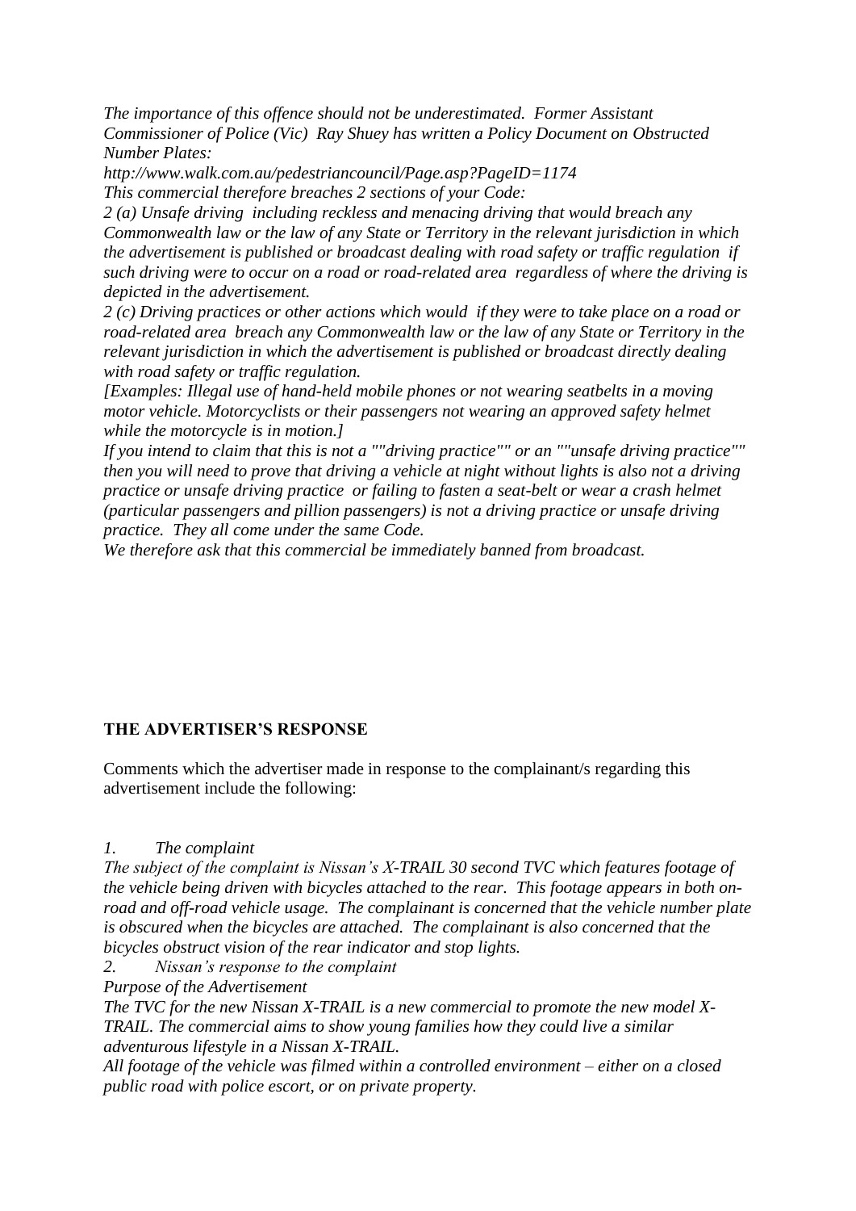*The importance of this offence should not be underestimated. Former Assistant Commissioner of Police (Vic) Ray Shuey has written a Policy Document on Obstructed Number Plates:*

*http://www.walk.com.au/pedestriancouncil/Page.asp?PageID=1174*

*This commercial therefore breaches 2 sections of your Code:*

*2 (a) Unsafe driving including reckless and menacing driving that would breach any Commonwealth law or the law of any State or Territory in the relevant jurisdiction in which the advertisement is published or broadcast dealing with road safety or traffic regulation if such driving were to occur on a road or road-related area regardless of where the driving is depicted in the advertisement.*

*2 (c) Driving practices or other actions which would if they were to take place on a road or road-related area breach any Commonwealth law or the law of any State or Territory in the relevant jurisdiction in which the advertisement is published or broadcast directly dealing with road safety or traffic regulation.*

*[Examples: Illegal use of hand-held mobile phones or not wearing seatbelts in a moving motor vehicle. Motorcyclists or their passengers not wearing an approved safety helmet while the motorcycle is in motion.]*

*If you intend to claim that this is not a ""driving practice"" or an ""unsafe driving practice"" then you will need to prove that driving a vehicle at night without lights is also not a driving practice or unsafe driving practice or failing to fasten a seat-belt or wear a crash helmet (particular passengers and pillion passengers) is not a driving practice or unsafe driving practice. They all come under the same Code.*

*We therefore ask that this commercial be immediately banned from broadcast.*

**THE ADVERTISER'S RESPONSE**

Comments which the advertiser made in response to the complainant/s regarding this advertisement include the following:

*1. The complaint*

*The subject of the complaint is Nissan's X-TRAIL 30 second TVC which features footage of the vehicle being driven with bicycles attached to the rear. This footage appears in both on-road and off-road vehicle usage. The complainant is concerned that the vehicle number plate is obscured when the bicycles are attached. The complainant is also concerned that the bicycles obstruct vision of the rear indicator and stop lights.*

*2. Nissan's response to the complaint*

*Purpose of the Advertisement*

*The TVC for the new Nissan X-TRAIL is a new commercial to promote the new model X-TRAIL. The commercial aims to show young families how they could live a similar adventurous lifestyle in a Nissan X-TRAIL.*

*All footage of the vehicle was filmed within a controlled environment – either on a closed public road with police escort, or on private property.*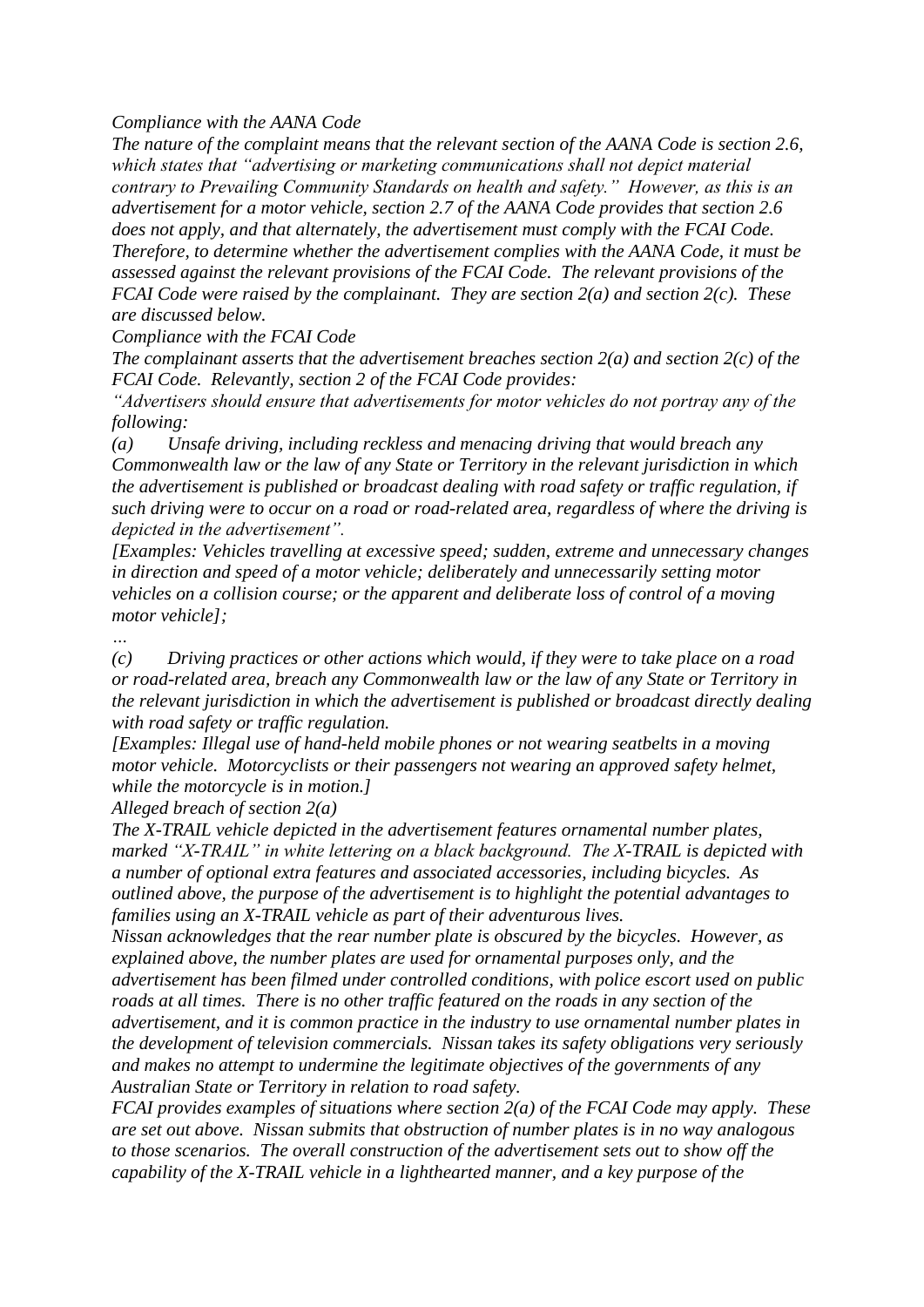*Compliance with the AANA Code*

*The nature of the complaint means that the relevant section of the AANA Code is section 2.6, which states that "advertising or marketing communications shall not depict material contrary to Prevailing Community Standards on health and safety." However, as this is an advertisement for a motor vehicle, section 2.7 of the AANA Code provides that section 2.6 does not apply, and that alternately, the advertisement must comply with the FCAI Code. Therefore, to determine whether the advertisement complies with the AANA Code, it must be assessed against the relevant provisions of the FCAI Code. The relevant provisions of the FCAI Code were raised by the complainant. They are section 2(a) and section 2(c). These are discussed below.*

*Compliance with the FCAI Code*

*The complainant asserts that the advertisement breaches section 2(a) and section 2(c) of the FCAI Code. Relevantly, section 2 of the FCAI Code provides:*

*"Advertisers should ensure that advertisements for motor vehicles do not portray any of the following:*

*(a) Unsafe driving, including reckless and menacing driving that would breach any Commonwealth law or the law of any State or Territory in the relevant jurisdiction in which the advertisement is published or broadcast dealing with road safety or traffic regulation, if such driving were to occur on a road or road-related area, regardless of where the driving is depicted in the advertisement".*

*[Examples: Vehicles travelling at excessive speed; sudden, extreme and unnecessary changes in direction and speed of a motor vehicle; deliberately and unnecessarily setting motor vehicles on a collision course; or the apparent and deliberate loss of control of a moving motor vehicle];*

*…*

*(c) Driving practices or other actions which would, if they were to take place on a road or road-related area, breach any Commonwealth law or the law of any State or Territory in the relevant jurisdiction in which the advertisement is published or broadcast directly dealing with road safety or traffic regulation.*

*[Examples: Illegal use of hand-held mobile phones or not wearing seatbelts in a moving motor vehicle. Motorcyclists or their passengers not wearing an approved safety helmet, while the motorcycle is in motion.]*

*Alleged breach of section 2(a)*

*The X-TRAIL vehicle depicted in the advertisement features ornamental number plates, marked "X-TRAIL" in white lettering on a black background. The X-TRAIL is depicted with a number of optional extra features and associated accessories, including bicycles. As outlined above, the purpose of the advertisement is to highlight the potential advantages to families using an X-TRAIL vehicle as part of their adventurous lives.*

*Nissan acknowledges that the rear number plate is obscured by the bicycles. However, as explained above, the number plates are used for ornamental purposes only, and the advertisement has been filmed under controlled conditions, with police escort used on public roads at all times. There is no other traffic featured on the roads in any section of the advertisement, and it is common practice in the industry to use ornamental number plates in the development of television commercials. Nissan takes its safety obligations very seriously and makes no attempt to undermine the legitimate objectives of the governments of any Australian State or Territory in relation to road safety.*

*FCAI provides examples of situations where section 2(a) of the FCAI Code may apply. These are set out above. Nissan submits that obstruction of number plates is in no way analogous to those scenarios. The overall construction of the advertisement sets out to show off the capability of the X-TRAIL vehicle in a lighthearted manner, and a key purpose of the*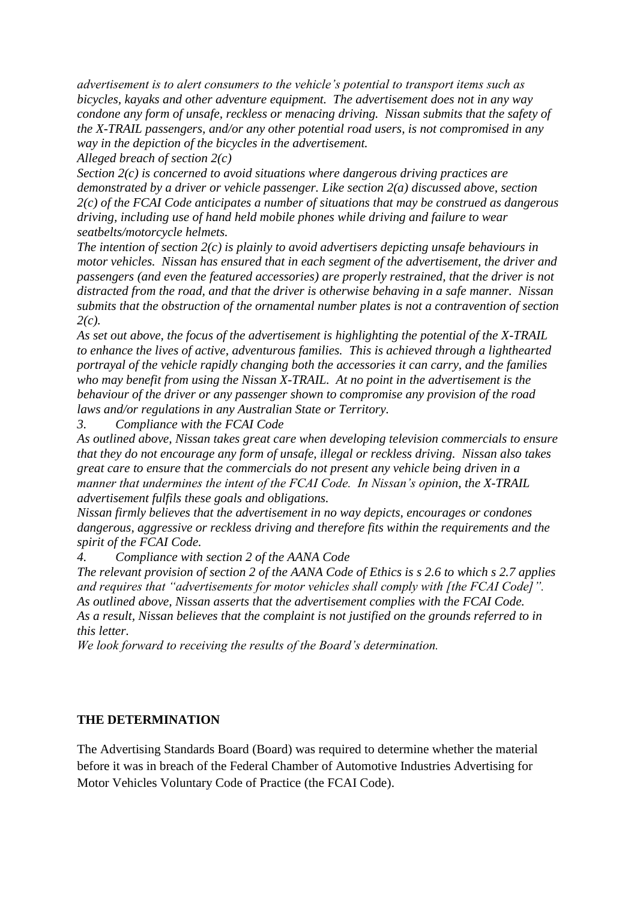*advertisement is to alert consumers to the vehicle's potential to transport items such as bicycles, kayaks and other adventure equipment. The advertisement does not in any way condone any form of unsafe, reckless or menacing driving. Nissan submits that the safety of the X-TRAIL passengers, and/or any other potential road users, is not compromised in any way in the depiction of the bicycles in the advertisement.*

*Alleged breach of section 2(c)*

*Section 2(c) is concerned to avoid situations where dangerous driving practices are demonstrated by a driver or vehicle passenger. Like section 2(a) discussed above, section 2(c) of the FCAI Code anticipates a number of situations that may be construed as dangerous driving, including use of hand held mobile phones while driving and failure to wear seatbelts/motorcycle helmets.*

*The intention of section 2(c) is plainly to avoid advertisers depicting unsafe behaviours in motor vehicles. Nissan has ensured that in each segment of the advertisement, the driver and passengers (and even the featured accessories) are properly restrained, that the driver is not distracted from the road, and that the driver is otherwise behaving in a safe manner. Nissan submits that the obstruction of the ornamental number plates is not a contravention of section 2(c).*

*As set out above, the focus of the advertisement is highlighting the potential of the X-TRAIL to enhance the lives of active, adventurous families. This is achieved through a lighthearted portrayal of the vehicle rapidly changing both the accessories it can carry, and the families who may benefit from using the Nissan X-TRAIL. At no point in the advertisement is the behaviour of the driver or any passenger shown to compromise any provision of the road laws and/or regulations in any Australian State or Territory.*

*3. Compliance with the FCAI Code*

*As outlined above, Nissan takes great care when developing television commercials to ensure that they do not encourage any form of unsafe, illegal or reckless driving. Nissan also takes great care to ensure that the commercials do not present any vehicle being driven in a manner that undermines the intent of the FCAI Code. In Nissan's opinion, the X-TRAIL advertisement fulfils these goals and obligations.*

*Nissan firmly believes that the advertisement in no way depicts, encourages or condones dangerous, aggressive or reckless driving and therefore fits within the requirements and the spirit of the FCAI Code.*

*4. Compliance with section 2 of the AANA Code*

*The relevant provision of section 2 of the AANA Code of Ethics is s 2.6 to which s 2.7 applies and requires that "advertisements for motor vehicles shall comply with [the FCAI Code]".*

*As outlined above, Nissan asserts that the advertisement complies with the FCAI Code.*

*As a result, Nissan believes that the complaint is not justified on the grounds referred to in this letter.*

*We look forward to receiving the results of the Board's determination.*

**THE DETERMINATION**

The Advertising Standards Board (Board) was required to determine whether the material before it was in breach of the Federal Chamber of Automotive Industries Advertising for Motor Vehicles Voluntary Code of Practice (the FCAI Code).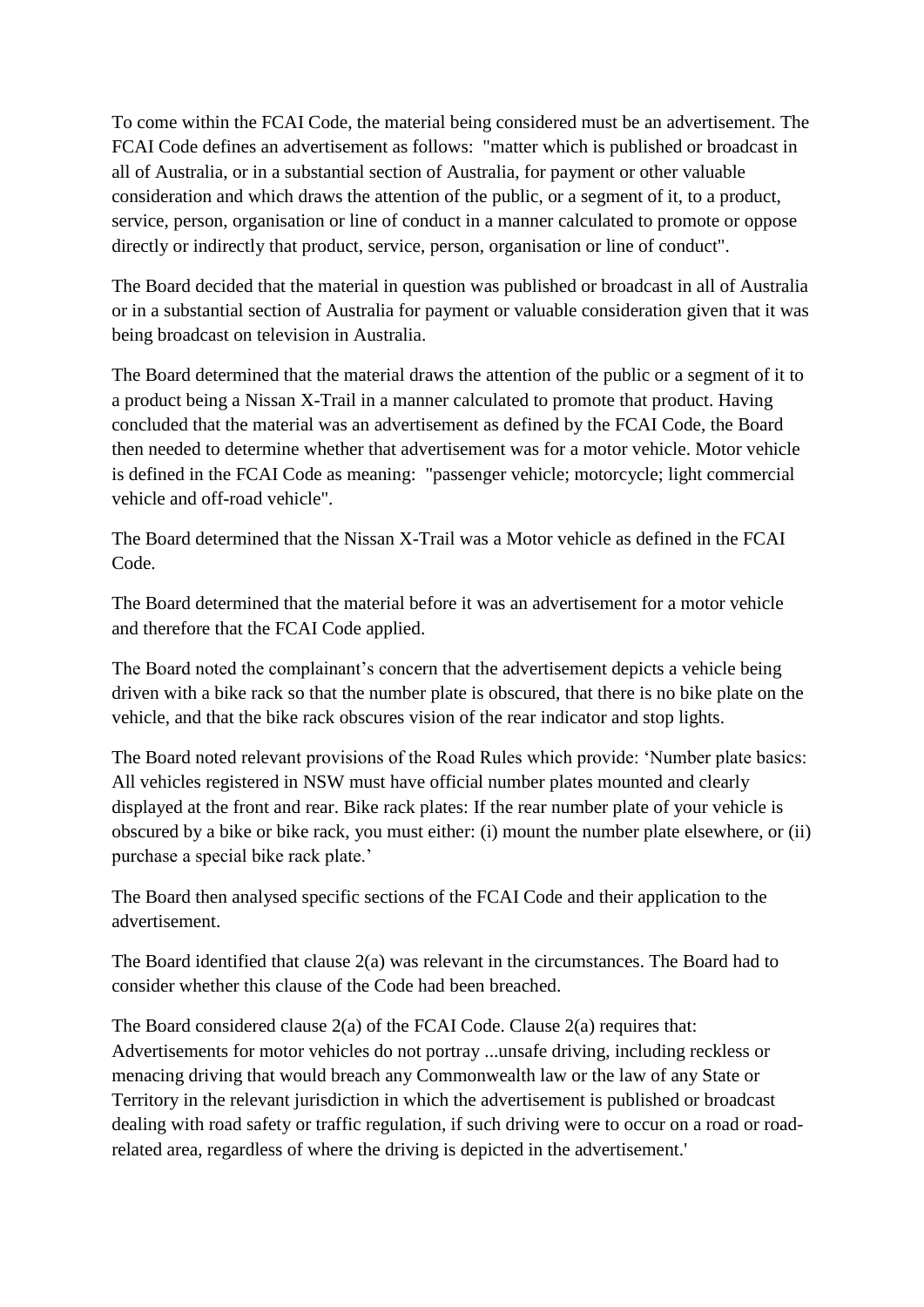To come within the FCAI Code, the material being considered must be an advertisement. The FCAI Code defines an advertisement as follows: "matter which is published or broadcast in all of Australia, or in a substantial section of Australia, for payment or other valuable consideration and which draws the attention of the public, or a segment of it, to a product, service, person, organisation or line of conduct in a manner calculated to promote or oppose directly or indirectly that product, service, person, organisation or line of conduct".

The Board decided that the material in question was published or broadcast in all of Australia or in a substantial section of Australia for payment or valuable consideration given that it was being broadcast on television in Australia.

The Board determined that the material draws the attention of the public or a segment of it to a product being a Nissan X-Trail in a manner calculated to promote that product. Having concluded that the material was an advertisement as defined by the FCAI Code, the Board then needed to determine whether that advertisement was for a motor vehicle. Motor vehicle is defined in the FCAI Code as meaning: "passenger vehicle; motorcycle; light commercial vehicle and off-road vehicle".

The Board determined that the Nissan X-Trail was a Motor vehicle as defined in the FCAI Code.

The Board determined that the material before it was an advertisement for a motor vehicle and therefore that the FCAI Code applied.

The Board noted the complainant's concern that the advertisement depicts a vehicle being driven with a bike rack so that the number plate is obscured, that there is no bike plate on the vehicle, and that the bike rack obscures vision of the rear indicator and stop lights.

The Board noted relevant provisions of the Road Rules which provide: 'Number plate basics: All vehicles registered in NSW must have official number plates mounted and clearly displayed at the front and rear. Bike rack plates: If the rear number plate of your vehicle is obscured by a bike or bike rack, you must either: (i) mount the number plate elsewhere, or (ii) purchase a special bike rack plate.'

The Board then analysed specific sections of the FCAI Code and their application to the advertisement.

The Board identified that clause 2(a) was relevant in the circumstances. The Board had to consider whether this clause of the Code had been breached.

The Board considered clause 2(a) of the FCAI Code. Clause 2(a) requires that: Advertisements for motor vehicles do not portray ...unsafe driving, including reckless or menacing driving that would breach any Commonwealth law or the law of any State or Territory in the relevant jurisdiction in which the advertisement is published or broadcast dealing with road safety or traffic regulation, if such driving were to occur on a road or road-related area, regardless of where the driving is depicted in the advertisement.'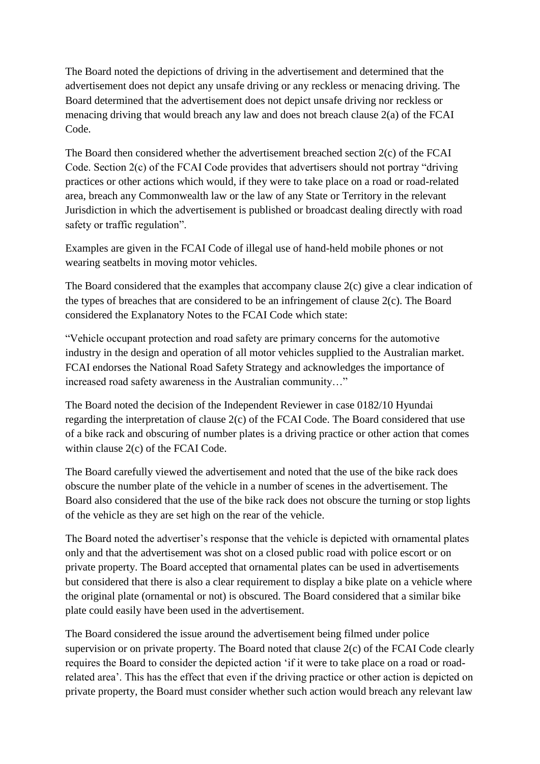The Board noted the depictions of driving in the advertisement and determined that the advertisement does not depict any unsafe driving or any reckless or menacing driving. The Board determined that the advertisement does not depict unsafe driving nor reckless or menacing driving that would breach any law and does not breach clause 2(a) of the FCAI Code.

The Board then considered whether the advertisement breached section 2(c) of the FCAI Code. Section 2(c) of the FCAI Code provides that advertisers should not portray "driving practices or other actions which would, if they were to take place on a road or road-related area, breach any Commonwealth law or the law of any State or Territory in the relevant Jurisdiction in which the advertisement is published or broadcast dealing directly with road safety or traffic regulation".

Examples are given in the FCAI Code of illegal use of hand-held mobile phones or not wearing seatbelts in moving motor vehicles.

The Board considered that the examples that accompany clause 2(c) give a clear indication of the types of breaches that are considered to be an infringement of clause 2(c). The Board considered the Explanatory Notes to the FCAI Code which state:

"Vehicle occupant protection and road safety are primary concerns for the automotive industry in the design and operation of all motor vehicles supplied to the Australian market. FCAI endorses the National Road Safety Strategy and acknowledges the importance of increased road safety awareness in the Australian community…"

The Board noted the decision of the Independent Reviewer in case 0182/10 Hyundai regarding the interpretation of clause 2(c) of the FCAI Code. The Board considered that use of a bike rack and obscuring of number plates is a driving practice or other action that comes within clause 2(c) of the FCAI Code.

The Board carefully viewed the advertisement and noted that the use of the bike rack does obscure the number plate of the vehicle in a number of scenes in the advertisement. The Board also considered that the use of the bike rack does not obscure the turning or stop lights of the vehicle as they are set high on the rear of the vehicle.

The Board noted the advertiser's response that the vehicle is depicted with ornamental plates only and that the advertisement was shot on a closed public road with police escort or on private property. The Board accepted that ornamental plates can be used in advertisements but considered that there is also a clear requirement to display a bike plate on a vehicle where the original plate (ornamental or not) is obscured. The Board considered that a similar bike plate could easily have been used in the advertisement.

The Board considered the issue around the advertisement being filmed under police supervision or on private property. The Board noted that clause 2(c) of the FCAI Code clearly requires the Board to consider the depicted action 'if it were to take place on a road or road-related area'. This has the effect that even if the driving practice or other action is depicted on private property, the Board must consider whether such action would breach any relevant law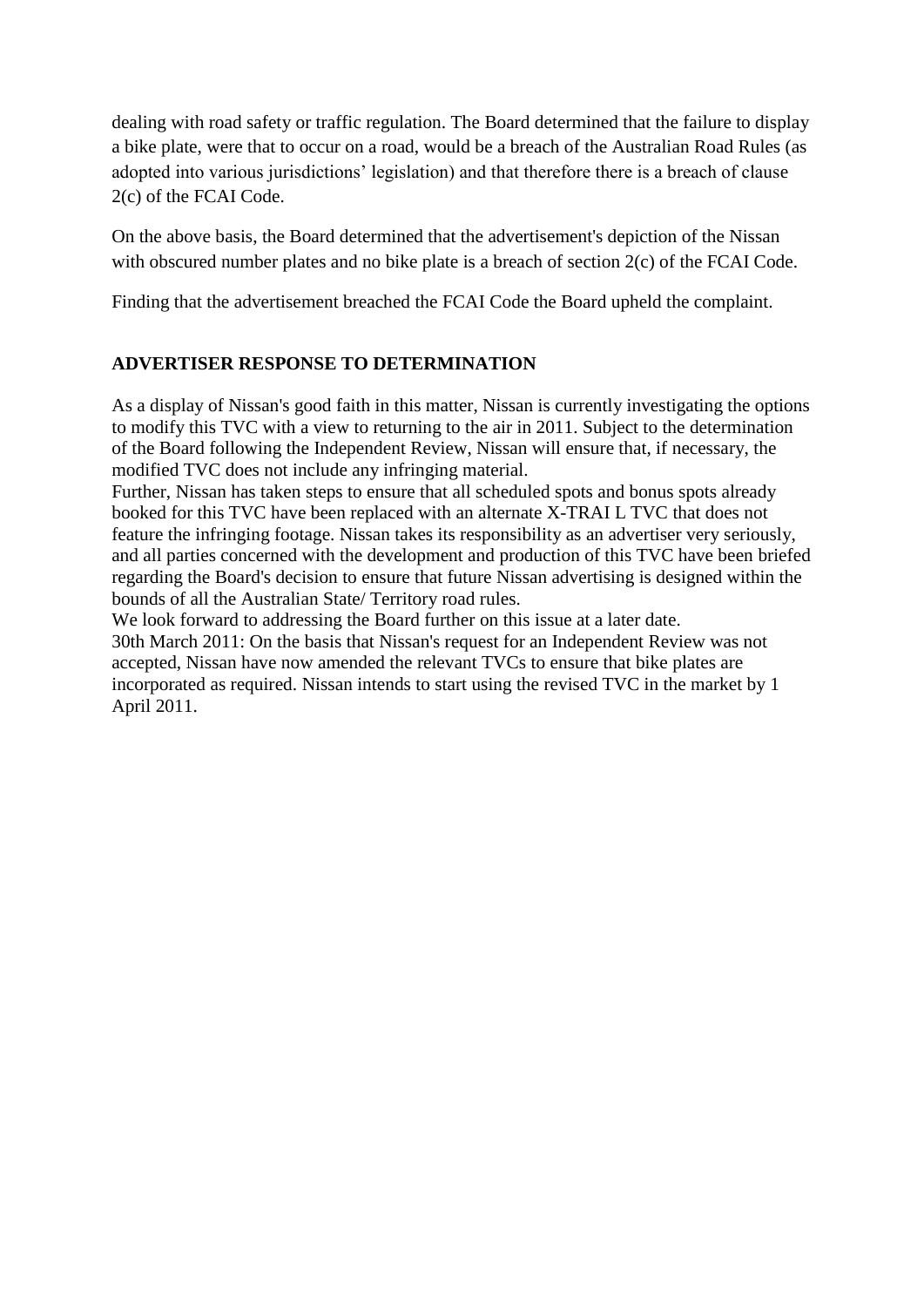dealing with road safety or traffic regulation. The Board determined that the failure to display a bike plate, were that to occur on a road, would be a breach of the Australian Road Rules (as adopted into various jurisdictions' legislation) and that therefore there is a breach of clause 2(c) of the FCAI Code.

On the above basis, the Board determined that the advertisement's depiction of the Nissan with obscured number plates and no bike plate is a breach of section 2(c) of the FCAI Code.

Finding that the advertisement breached the FCAI Code the Board upheld the complaint.

**ADVERTISER RESPONSE TO DETERMINATION**

As a display of Nissan's good faith in this matter, Nissan is currently investigating the options to modify this TVC with a view to returning to the air in 2011. Subject to the determination of the Board following the Independent Review, Nissan will ensure that, if necessary, the modified TVC does not include any infringing material.
Further, Nissan has taken steps to ensure that all scheduled spots and bonus spots already booked for this TVC have been replaced with an alternate X-TRAI L TVC that does not feature the infringing footage. Nissan takes its responsibility as an advertiser very seriously, and all parties concerned with the development and production of this TVC have been briefed regarding the Board's decision to ensure that future Nissan advertising is designed within the bounds of all the Australian State/ Territory road rules.
We look forward to addressing the Board further on this issue at a later date.
30th March 2011: On the basis that Nissan's request for an Independent Review was not accepted, Nissan have now amended the relevant TVCs to ensure that bike plates are incorporated as required. Nissan intends to start using the revised TVC in the market by 1 April 2011.